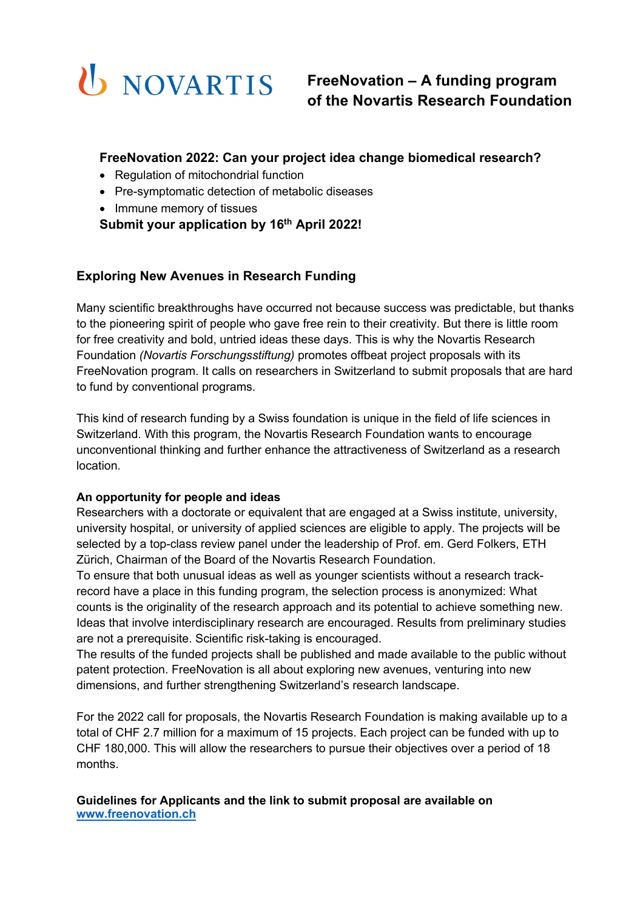NOVARTIS

# FreeNovation – A funding program of the Novartis Research Foundation

**FreeNovation 2022: Can your project idea change biomedical research?**

- Regulation of mitochondrial function
- Pre-symptomatic detection of metabolic diseases
- Immune memory of tissues

**Submit your application by 16th April 2022!**

## Exploring New Avenues in Research Funding

Many scientific breakthroughs have occurred not because success was predictable, but thanks to the pioneering spirit of people who gave free rein to their creativity. But there is little room for free creativity and bold, untried ideas these days. This is why the Novartis Research Foundation *(Novartis Forschungsstiftung)* promotes offbeat project proposals with its FreeNovation program. It calls on researchers in Switzerland to submit proposals that are hard to fund by conventional programs.

This kind of research funding by a Swiss foundation is unique in the field of life sciences in Switzerland. With this program, the Novartis Research Foundation wants to encourage unconventional thinking and further enhance the attractiveness of Switzerland as a research location.

**An opportunity for people and ideas**

Researchers with a doctorate or equivalent that are engaged at a Swiss institute, university, university hospital, or university of applied sciences are eligible to apply. The projects will be selected by a top-class review panel under the leadership of Prof. em. Gerd Folkers, ETH Zürich, Chairman of the Board of the Novartis Research Foundation.

To ensure that both unusual ideas as well as younger scientists without a research track-record have a place in this funding program, the selection process is anonymized: What counts is the originality of the research approach and its potential to achieve something new. Ideas that involve interdisciplinary research are encouraged. Results from preliminary studies are not a prerequisite. Scientific risk-taking is encouraged.

The results of the funded projects shall be published and made available to the public without patent protection. FreeNovation is all about exploring new avenues, venturing into new dimensions, and further strengthening Switzerland's research landscape.

For the 2022 call for proposals, the Novartis Research Foundation is making available up to a total of CHF 2.7 million for a maximum of 15 projects. Each project can be funded with up to CHF 180,000. This will allow the researchers to pursue their objectives over a period of 18 months.

**Guidelines for Applicants and the link to submit proposal are available on [www.freenovation.ch](http://www.freenovation.ch)**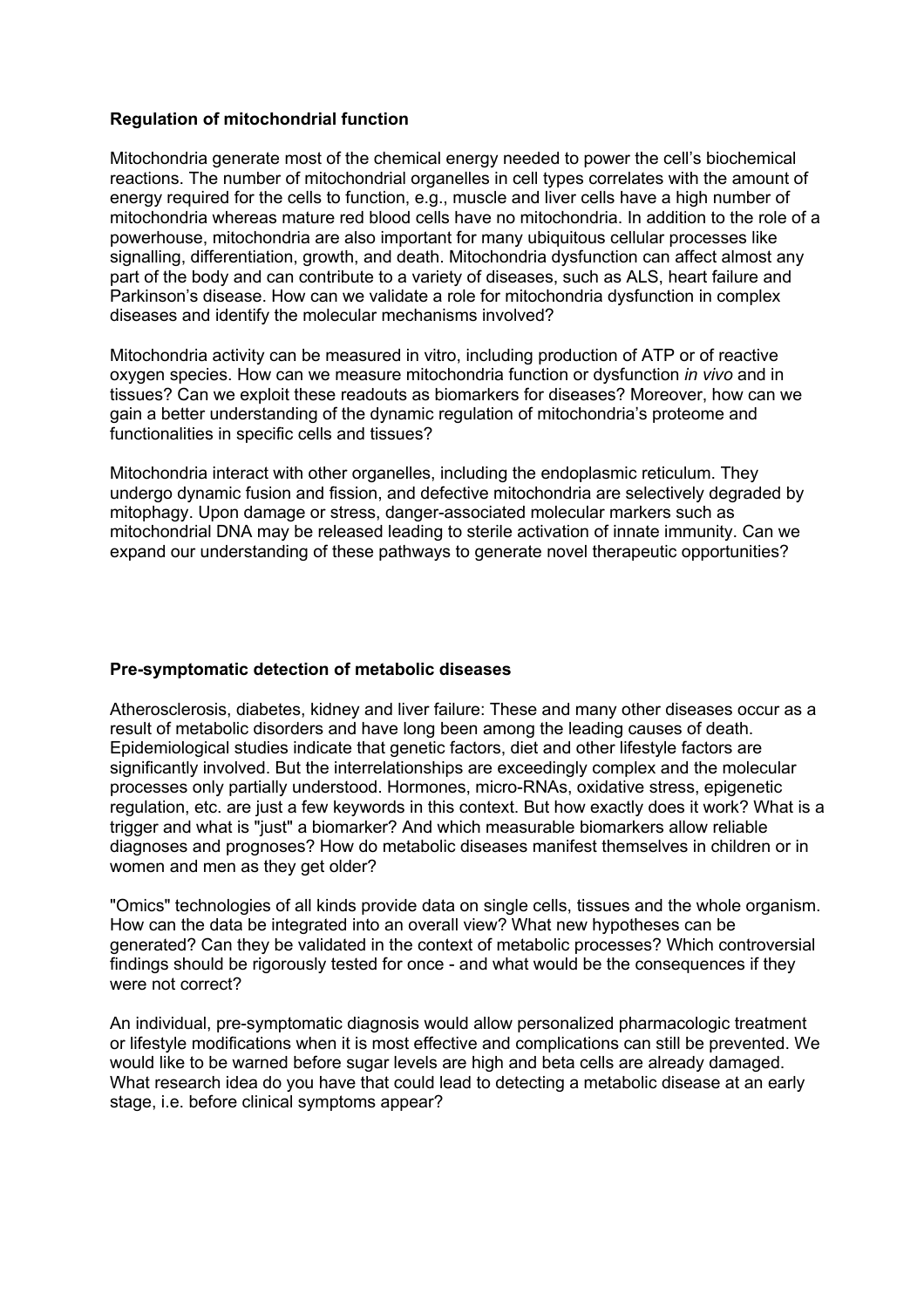## Regulation of mitochondrial function

Mitochondria generate most of the chemical energy needed to power the cell's biochemical reactions. The number of mitochondrial organelles in cell types correlates with the amount of energy required for the cells to function, e.g., muscle and liver cells have a high number of mitochondria whereas mature red blood cells have no mitochondria. In addition to the role of a powerhouse, mitochondria are also important for many ubiquitous cellular processes like signalling, differentiation, growth, and death. Mitochondria dysfunction can affect almost any part of the body and can contribute to a variety of diseases, such as ALS, heart failure and Parkinson's disease. How can we validate a role for mitochondria dysfunction in complex diseases and identify the molecular mechanisms involved?

Mitochondria activity can be measured in vitro, including production of ATP or of reactive oxygen species. How can we measure mitochondria function or dysfunction *in vivo* and in tissues? Can we exploit these readouts as biomarkers for diseases? Moreover, how can we gain a better understanding of the dynamic regulation of mitochondria's proteome and functionalities in specific cells and tissues?

Mitochondria interact with other organelles, including the endoplasmic reticulum. They undergo dynamic fusion and fission, and defective mitochondria are selectively degraded by mitophagy. Upon damage or stress, danger-associated molecular markers such as mitochondrial DNA may be released leading to sterile activation of innate immunity. Can we expand our understanding of these pathways to generate novel therapeutic opportunities?

## Pre-symptomatic detection of metabolic diseases

Atherosclerosis, diabetes, kidney and liver failure: These and many other diseases occur as a result of metabolic disorders and have long been among the leading causes of death. Epidemiological studies indicate that genetic factors, diet and other lifestyle factors are significantly involved. But the interrelationships are exceedingly complex and the molecular processes only partially understood. Hormones, micro-RNAs, oxidative stress, epigenetic regulation, etc. are just a few keywords in this context. But how exactly does it work? What is a trigger and what is "just" a biomarker? And which measurable biomarkers allow reliable diagnoses and prognoses? How do metabolic diseases manifest themselves in children or in women and men as they get older?

"Omics" technologies of all kinds provide data on single cells, tissues and the whole organism. How can the data be integrated into an overall view? What new hypotheses can be generated? Can they be validated in the context of metabolic processes? Which controversial findings should be rigorously tested for once - and what would be the consequences if they were not correct?

An individual, pre-symptomatic diagnosis would allow personalized pharmacologic treatment or lifestyle modifications when it is most effective and complications can still be prevented. We would like to be warned before sugar levels are high and beta cells are already damaged. What research idea do you have that could lead to detecting a metabolic disease at an early stage, i.e. before clinical symptoms appear?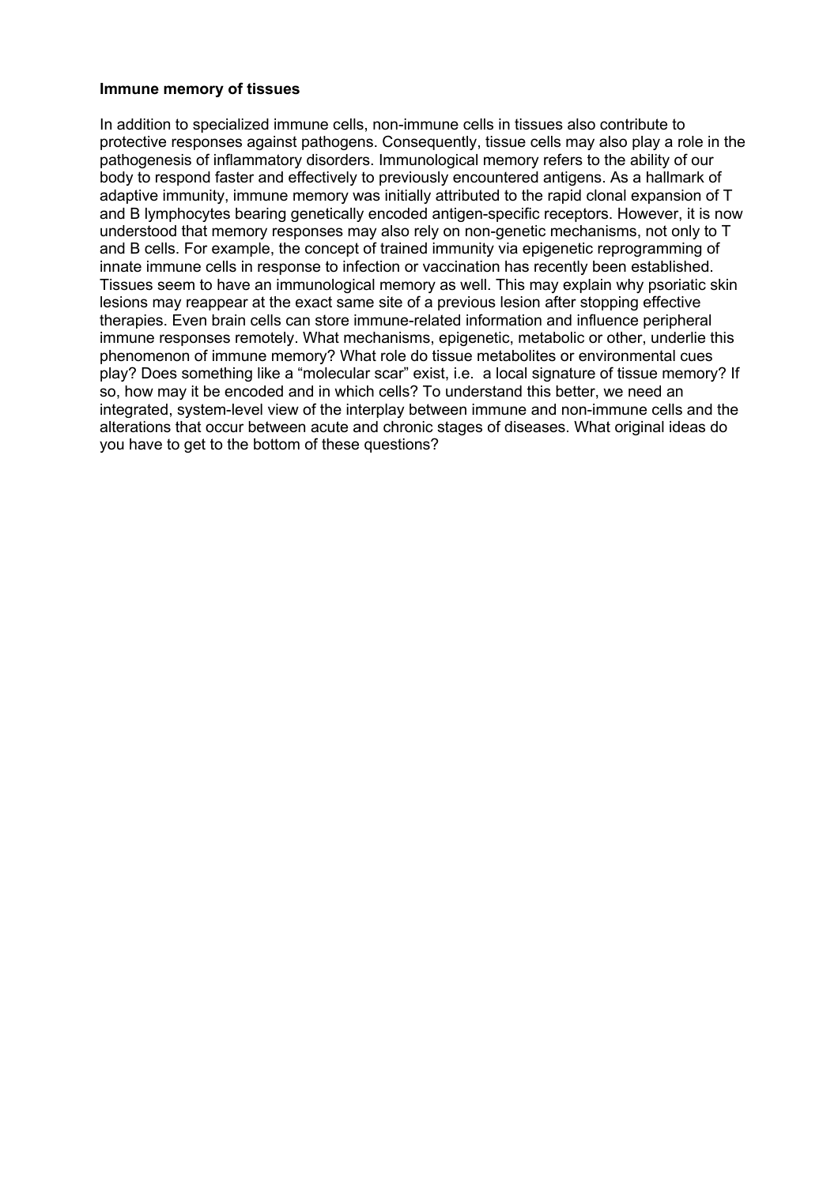**Immune memory of tissues**

In addition to specialized immune cells, non-immune cells in tissues also contribute to protective responses against pathogens. Consequently, tissue cells may also play a role in the pathogenesis of inflammatory disorders. Immunological memory refers to the ability of our body to respond faster and effectively to previously encountered antigens. As a hallmark of adaptive immunity, immune memory was initially attributed to the rapid clonal expansion of T and B lymphocytes bearing genetically encoded antigen-specific receptors. However, it is now understood that memory responses may also rely on non-genetic mechanisms, not only to T and B cells. For example, the concept of trained immunity via epigenetic reprogramming of innate immune cells in response to infection or vaccination has recently been established. Tissues seem to have an immunological memory as well. This may explain why psoriatic skin lesions may reappear at the exact same site of a previous lesion after stopping effective therapies. Even brain cells can store immune-related information and influence peripheral immune responses remotely. What mechanisms, epigenetic, metabolic or other, underlie this phenomenon of immune memory? What role do tissue metabolites or environmental cues play? Does something like a "molecular scar" exist, i.e. a local signature of tissue memory? If so, how may it be encoded and in which cells? To understand this better, we need an integrated, system-level view of the interplay between immune and non-immune cells and the alterations that occur between acute and chronic stages of diseases. What original ideas do you have to get to the bottom of these questions?